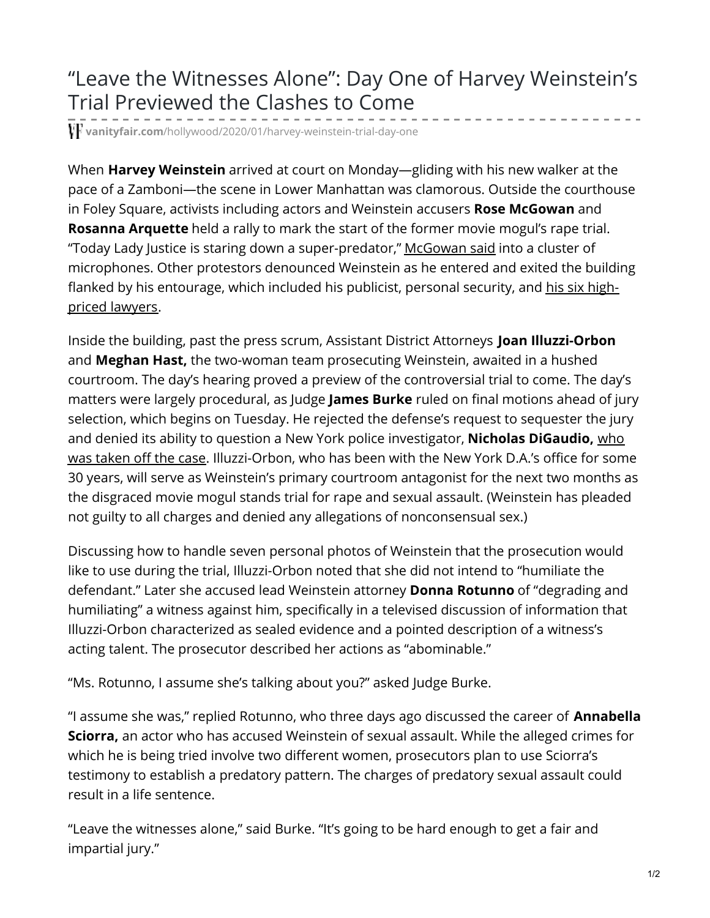# "Leave the Witnesses Alone": Day One of Harvey Weinstein's Trial Previewed the Clashes to Come

**vanityfair.com**/hollywood/2020/01/harvey-weinstein-trial-day-one

When **Harvey Weinstein** arrived at court on Monday—gliding with his new walker at the pace of a Zamboni—the scene in Lower Manhattan was clamorous. Outside the courthouse in Foley Square, activists including actors and Weinstein accusers **Rose McGowan** and **Rosanna Arquette** held a rally to mark the start of the former movie mogul's rape trial. "Today Lady Justice is staring down a super-predator," McGowan said into a cluster of microphones. Other protestors denounced Weinstein as he entered and exited the building flanked by his entourage, which included his publicist, personal security, and his six high-priced lawyers.

Inside the building, past the press scrum, Assistant District Attorneys **Joan Illuzzi-Orbon** and **Meghan Hast,** the two-woman team prosecuting Weinstein, awaited in a hushed courtroom. The day's hearing proved a preview of the controversial trial to come. The day's matters were largely procedural, as Judge **James Burke** ruled on final motions ahead of jury selection, which begins on Tuesday. He rejected the defense's request to sequester the jury and denied its ability to question a New York police investigator, **Nicholas DiGaudio,** who was taken off the case. Illuzzi-Orbon, who has been with the New York D.A.'s office for some 30 years, will serve as Weinstein's primary courtroom antagonist for the next two months as the disgraced movie mogul stands trial for rape and sexual assault. (Weinstein has pleaded not guilty to all charges and denied any allegations of nonconsensual sex.)

Discussing how to handle seven personal photos of Weinstein that the prosecution would like to use during the trial, Illuzzi-Orbon noted that she did not intend to "humiliate the defendant." Later she accused lead Weinstein attorney **Donna Rotunno** of "degrading and humiliating" a witness against him, specifically in a televised discussion of information that Illuzzi-Orbon characterized as sealed evidence and a pointed description of a witness's acting talent. The prosecutor described her actions as "abominable."

"Ms. Rotunno, I assume she's talking about you?" asked Judge Burke.

"I assume she was," replied Rotunno, who three days ago discussed the career of **Annabella Sciorra,** an actor who has accused Weinstein of sexual assault. While the alleged crimes for which he is being tried involve two different women, prosecutors plan to use Sciorra's testimony to establish a predatory pattern. The charges of predatory sexual assault could result in a life sentence.

"Leave the witnesses alone," said Burke. "It's going to be hard enough to get a fair and impartial jury."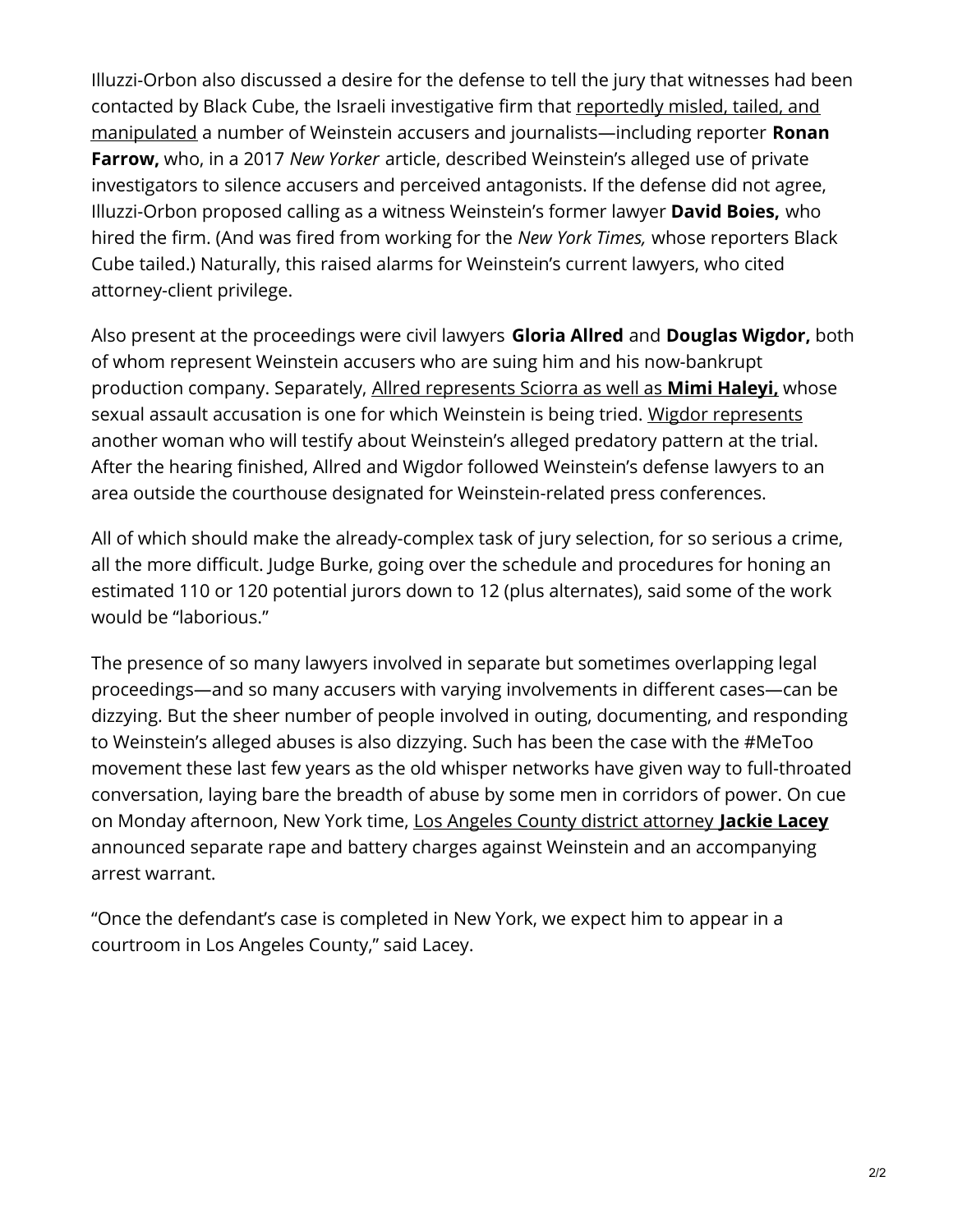Illuzzi-Orbon also discussed a desire for the defense to tell the jury that witnesses had been contacted by Black Cube, the Israeli investigative firm that reportedly misled, tailed, and manipulated a number of Weinstein accusers and journalists—including reporter **Ronan Farrow,** who, in a 2017 *New Yorker* article, described Weinstein's alleged use of private investigators to silence accusers and perceived antagonists. If the defense did not agree, Illuzzi-Orbon proposed calling as a witness Weinstein's former lawyer **David Boies,** who hired the firm. (And was fired from working for the *New York Times,* whose reporters Black Cube tailed.) Naturally, this raised alarms for Weinstein's current lawyers, who cited attorney-client privilege.

Also present at the proceedings were civil lawyers **Gloria Allred** and **Douglas Wigdor,** both of whom represent Weinstein accusers who are suing him and his now-bankrupt production company. Separately, Allred represents Sciorra as well as **Mimi Haleyi,** whose sexual assault accusation is one for which Weinstein is being tried. Wigdor represents another woman who will testify about Weinstein's alleged predatory pattern at the trial. After the hearing finished, Allred and Wigdor followed Weinstein's defense lawyers to an area outside the courthouse designated for Weinstein-related press conferences.

All of which should make the already-complex task of jury selection, for so serious a crime, all the more difficult. Judge Burke, going over the schedule and procedures for honing an estimated 110 or 120 potential jurors down to 12 (plus alternates), said some of the work would be "laborious."

The presence of so many lawyers involved in separate but sometimes overlapping legal proceedings—and so many accusers with varying involvements in different cases—can be dizzying. But the sheer number of people involved in outing, documenting, and responding to Weinstein's alleged abuses is also dizzying. Such has been the case with the #MeToo movement these last few years as the old whisper networks have given way to full-throated conversation, laying bare the breadth of abuse by some men in corridors of power. On cue on Monday afternoon, New York time, Los Angeles County district attorney **Jackie Lacey** announced separate rape and battery charges against Weinstein and an accompanying arrest warrant.

"Once the defendant's case is completed in New York, we expect him to appear in a courtroom in Los Angeles County," said Lacey.